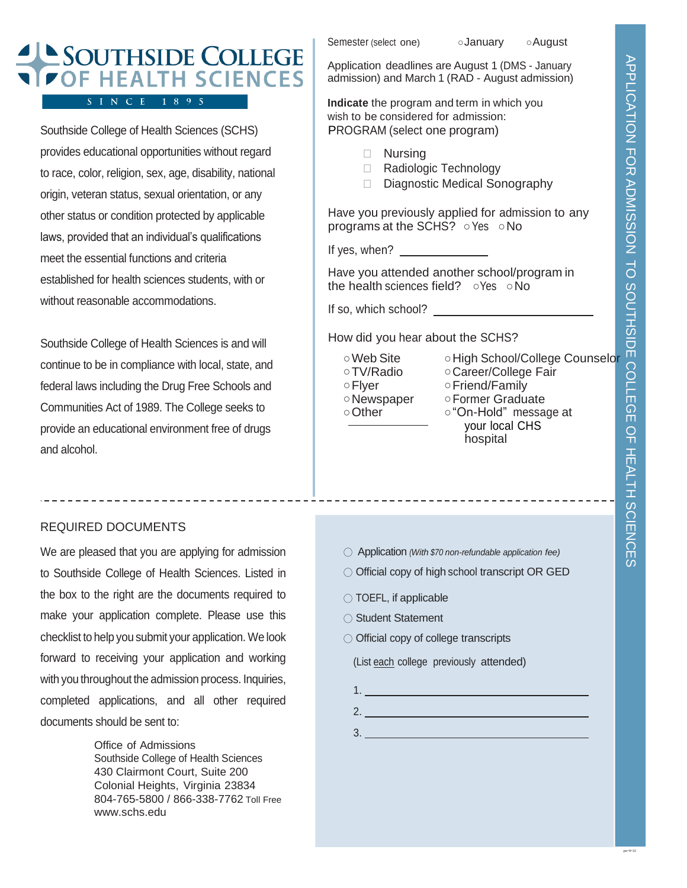# SOUTHSIDE COLLEGE OF HEALTH SCIENCES

SINCE 1895

Southside College of Health Sciences (SCHS) provides educational opportunities without regard to race, color, religion, sex, age, disability, national origin, veteran status, sexual orientation, or any other status or condition protected by applicable laws, provided that an individual's qualifications meet the essential functions and criteria established for health sciences students, with or without reasonable accommodations.

Southside College of Health Sciences is and will continue to be in compliance with local, state, and federal laws including the Drug Free Schools and Communities Act of 1989. The College seeks to provide an educational environment free of drugs and alcohol.

## APPLICATION FOR ADMISSION TO SOUTHSIDE COLLEGE OF HEALTH SCIENCES

Semester (select one) ○ January ○ August

Application deadlines are August 1 (DMS - January admission) and March 1 (RAD - August admission)

**Indicate** the program and term in which you wish to be considered for admission:

PROGRAM (select one program)

- ☐ Nursing
- ☐ Radiologic Technology
- ☐ Diagnostic Medical Sonography

Have you previously applied for admission to any programs at the SCHS? ○ Yes ○ No

If yes, when? ____________

Have you attended another school/program in the health sciences field? ○ Yes ○ No

If so, which school? ____________________

How did you hear about the SCHS?

- ○ Web Site
- ○ TV/Radio
- ○ Flyer
- ○ Newspaper
- ○ Other ____________
- ○ High School/College Counselor
- ○ Career/College Fair
- ○ Friend/Family
- ○ Former Graduate
- ○ "On-Hold" message at your local CHS hospital

---

## REQUIRED DOCUMENTS

We are pleased that you are applying for admission to Southside College of Health Sciences. Listed in the box to the right are the documents required to make your application complete. Please use this checklist to help you submit your application. We look forward to receiving your application and working with you throughout the admission process. Inquiries, completed applications, and all other required documents should be sent to:

Office of Admissions
Southside College of Health Sciences
430 Clairmont Court, Suite 200
Colonial Heights, Virginia 23834
804-765-5800 / 866-338-7762 Toll Free
www.schs.edu

- ○ Application *(With $70 non-refundable application fee)*
- ○ Official copy of high school transcript OR GED
- ○ TOEFL, if applicable
- ○ Student Statement
- ○ Official copy of college transcripts

(List each college previously attended)

1. ______________________________
2. ______________________________
3. ______________________________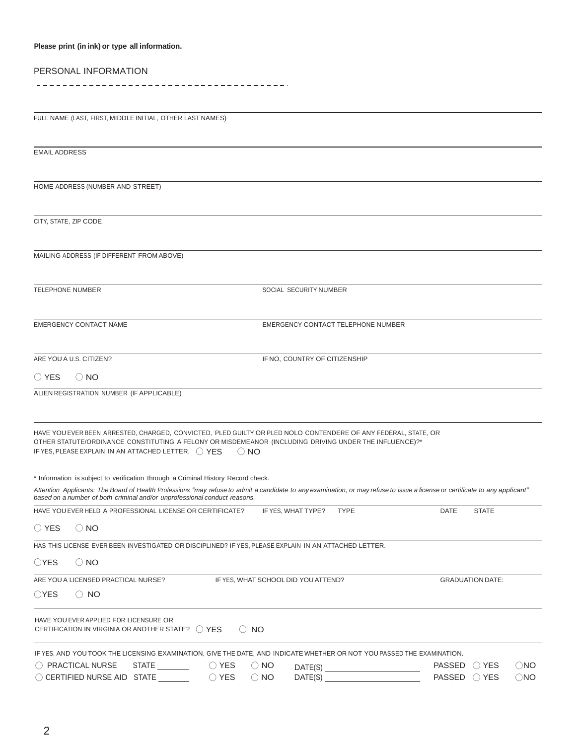**Please print (in ink) or type all information.**

## PERSONAL INFORMATION

FULL NAME (LAST, FIRST, MIDDLE INITIAL, OTHER LAST NAMES)

EMAIL ADDRESS

HOME ADDRESS (NUMBER AND STREET)

CITY, STATE, ZIP CODE

MAILING ADDRESS (IF DIFFERENT FROM ABOVE)

TELEPHONE NUMBER

SOCIAL SECURITY NUMBER

EMERGENCY CONTACT NAME

EMERGENCY CONTACT TELEPHONE NUMBER

ARE YOU A U.S. CITIZEN?

○ YES ○ NO

IF NO, COUNTRY OF CITIZENSHIP

ALIEN REGISTRATION NUMBER (IF APPLICABLE)

HAVE YOU EVER BEEN ARRESTED, CHARGED, CONVICTED, PLED GUILTY OR PLED NOLO CONTENDERE OF ANY FEDERAL, STATE, OR OTHER STATUTE/ORDINANCE CONSTITUTING A FELONY OR MISDEMEANOR (INCLUDING DRIVING UNDER THE INFLUENCE)?*
IF YES, PLEASE EXPLAIN IN AN ATTACHED LETTER. ○ YES ○ NO

* Information is subject to verification through a Criminal History Record check.

*Attention Applicants: The Board of Health Professions "may refuse to admit a candidate to any examination, or may refuse to issue a license or certificate to any applicant" based on a number of both criminal and/or unprofessional conduct reasons.*

HAVE YOU EVER HELD A PROFESSIONAL LICENSE OR CERTIFICATE?

○ YES ○ NO

IF YES, WHAT TYPE? TYPE DATE STATE

HAS THIS LICENSE EVER BEEN INVESTIGATED OR DISCIPLINED? IF YES, PLEASE EXPLAIN IN AN ATTACHED LETTER.

○ YES ○ NO

ARE YOU A LICENSED PRACTICAL NURSE?

○ YES ○ NO

IF YES, WHAT SCHOOL DID YOU ATTEND?

GRADUATION DATE:

HAVE YOU EVER APPLIED FOR LICENSURE OR CERTIFICATION IN VIRGINIA OR ANOTHER STATE? ○ YES ○ NO

IF YES, AND YOU TOOK THE LICENSING EXAMINATION, GIVE THE DATE, AND INDICATE WHETHER OR NOT YOU PASSED THE EXAMINATION.

○ PRACTICAL NURSE STATE ________ ○ YES ○ NO DATE(S) ______________________ PASSED ○ YES ○ NO

○ CERTIFIED NURSE AID STATE ________ ○ YES ○ NO DATE(S) ______________________ PASSED ○ YES ○ NO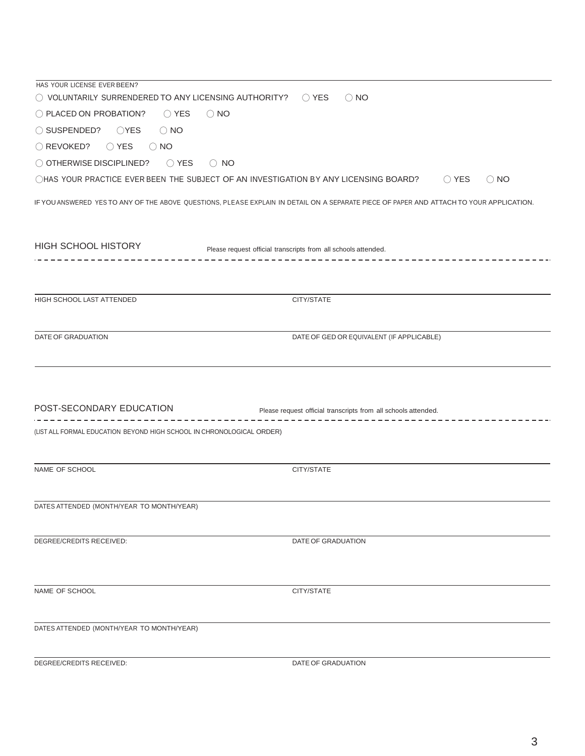HAS YOUR LICENSE EVER BEEN?

○ VOLUNTARILY SURRENDERED TO ANY LICENSING AUTHORITY? ○ YES ○ NO

○ PLACED ON PROBATION? ○ YES ○ NO

○ SUSPENDED? ○YES ○ NO

○ REVOKED? ○ YES ○ NO

○ OTHERWISE DISCIPLINED? ○ YES ○ NO

○HAS YOUR PRACTICE EVER BEEN THE SUBJECT OF AN INVESTIGATION BY ANY LICENSING BOARD? ○ YES ○ NO

IF YOU ANSWERED YES TO ANY OF THE ABOVE QUESTIONS, PLEASE EXPLAIN IN DETAIL ON A SEPARATE PIECE OF PAPER AND ATTACH TO YOUR APPLICATION.

## HIGH SCHOOL HISTORY

Please request official transcripts from all schools attended.

HIGH SCHOOL LAST ATTENDED

CITY/STATE

DATE OF GRADUATION

DATE OF GED OR EQUIVALENT (IF APPLICABLE)

## POST-SECONDARY EDUCATION

Please request official transcripts from all schools attended.

(LIST ALL FORMAL EDUCATION BEYOND HIGH SCHOOL IN CHRONOLOGICAL ORDER)

NAME OF SCHOOL

CITY/STATE

DATES ATTENDED (MONTH/YEAR TO MONTH/YEAR)

DEGREE/CREDITS RECEIVED:

DATE OF GRADUATION

NAME OF SCHOOL

CITY/STATE

DATES ATTENDED (MONTH/YEAR TO MONTH/YEAR)

DEGREE/CREDITS RECEIVED:

DATE OF GRADUATION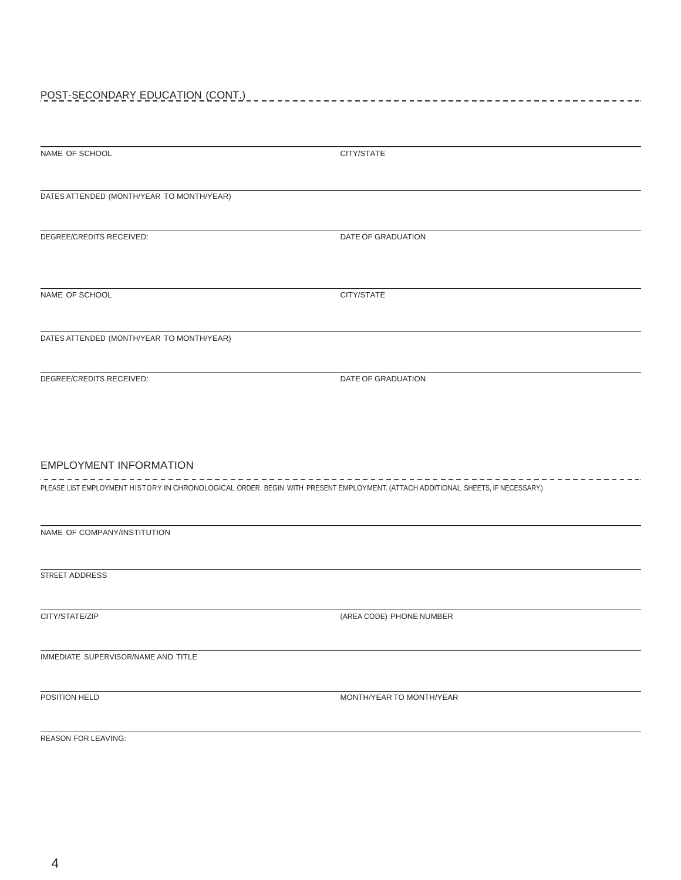## POST-SECONDARY EDUCATION (CONT.)

| NAME OF SCHOOL | CITY/STATE |
|---|---|
| DATES ATTENDED (MONTH/YEAR TO MONTH/YEAR) | |
| DEGREE/CREDITS RECEIVED: | DATE OF GRADUATION |

| NAME OF SCHOOL | CITY/STATE |
|---|---|
| DATES ATTENDED (MONTH/YEAR TO MONTH/YEAR) | |
| DEGREE/CREDITS RECEIVED: | DATE OF GRADUATION |

## EMPLOYMENT INFORMATION

PLEASE LIST EMPLOYMENT HISTORY IN CHRONOLOGICAL ORDER. BEGIN WITH PRESENT EMPLOYMENT. (ATTACH ADDITIONAL SHEETS, IF NECESSARY.)

| NAME OF COMPANY/INSTITUTION | |
|---|---|
| STREET ADDRESS | |
| CITY/STATE/ZIP | (AREA CODE) PHONE NUMBER |
| IMMEDIATE SUPERVISOR/NAME AND TITLE | |
| POSITION HELD | MONTH/YEAR TO MONTH/YEAR |
| REASON FOR LEAVING: | |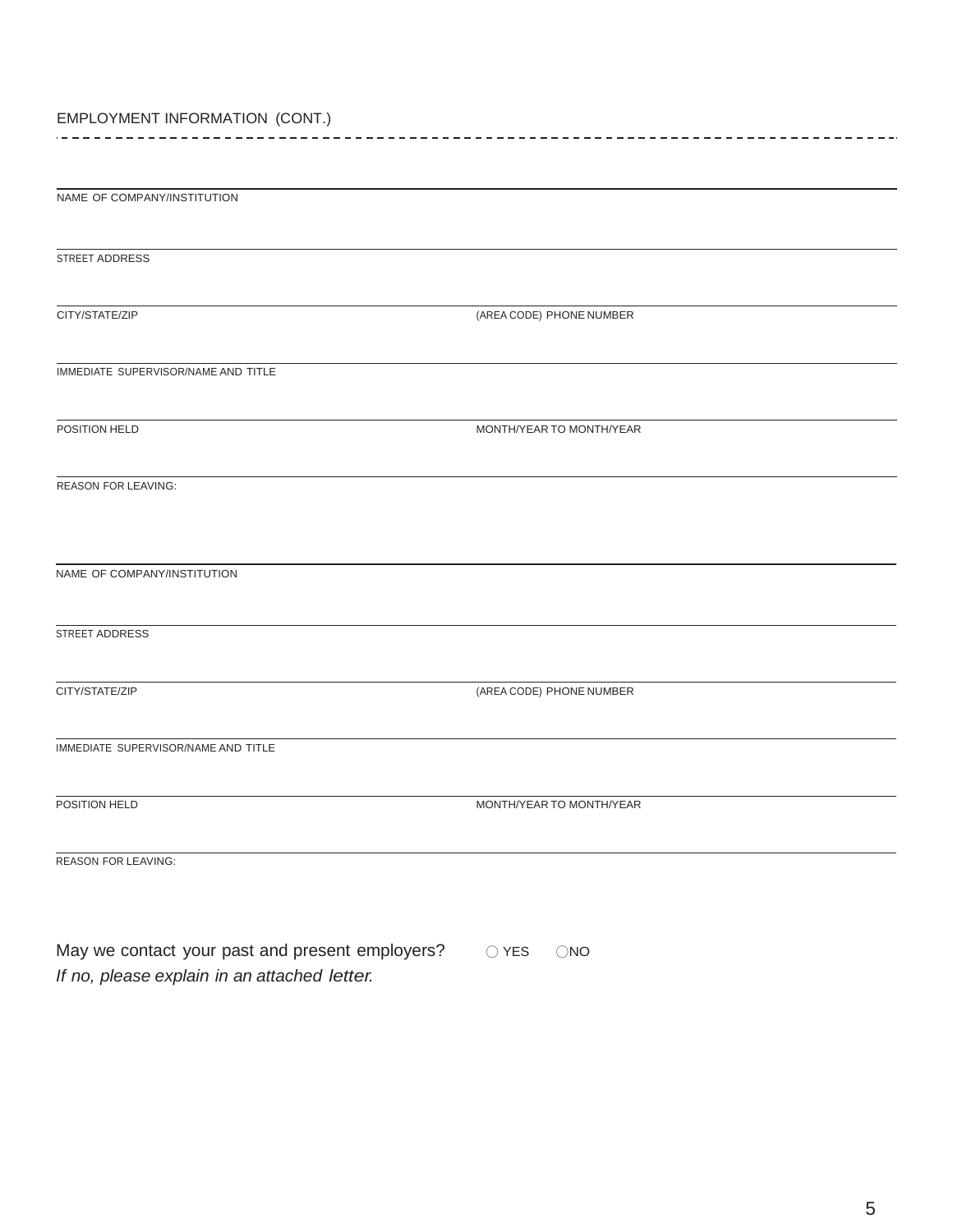## EMPLOYMENT INFORMATION (CONT.)

NAME OF COMPANY/INSTITUTION

STREET ADDRESS

CITY/STATE/ZIP

(AREA CODE) PHONE NUMBER

IMMEDIATE SUPERVISOR/NAME AND TITLE

POSITION HELD

MONTH/YEAR TO MONTH/YEAR

REASON FOR LEAVING:

NAME OF COMPANY/INSTITUTION

STREET ADDRESS

CITY/STATE/ZIP

(AREA CODE) PHONE NUMBER

IMMEDIATE SUPERVISOR/NAME AND TITLE

POSITION HELD

MONTH/YEAR TO MONTH/YEAR

REASON FOR LEAVING:

May we contact your past and present employers? ◯ YES ◯ NO

*If no, please explain in an attached letter.*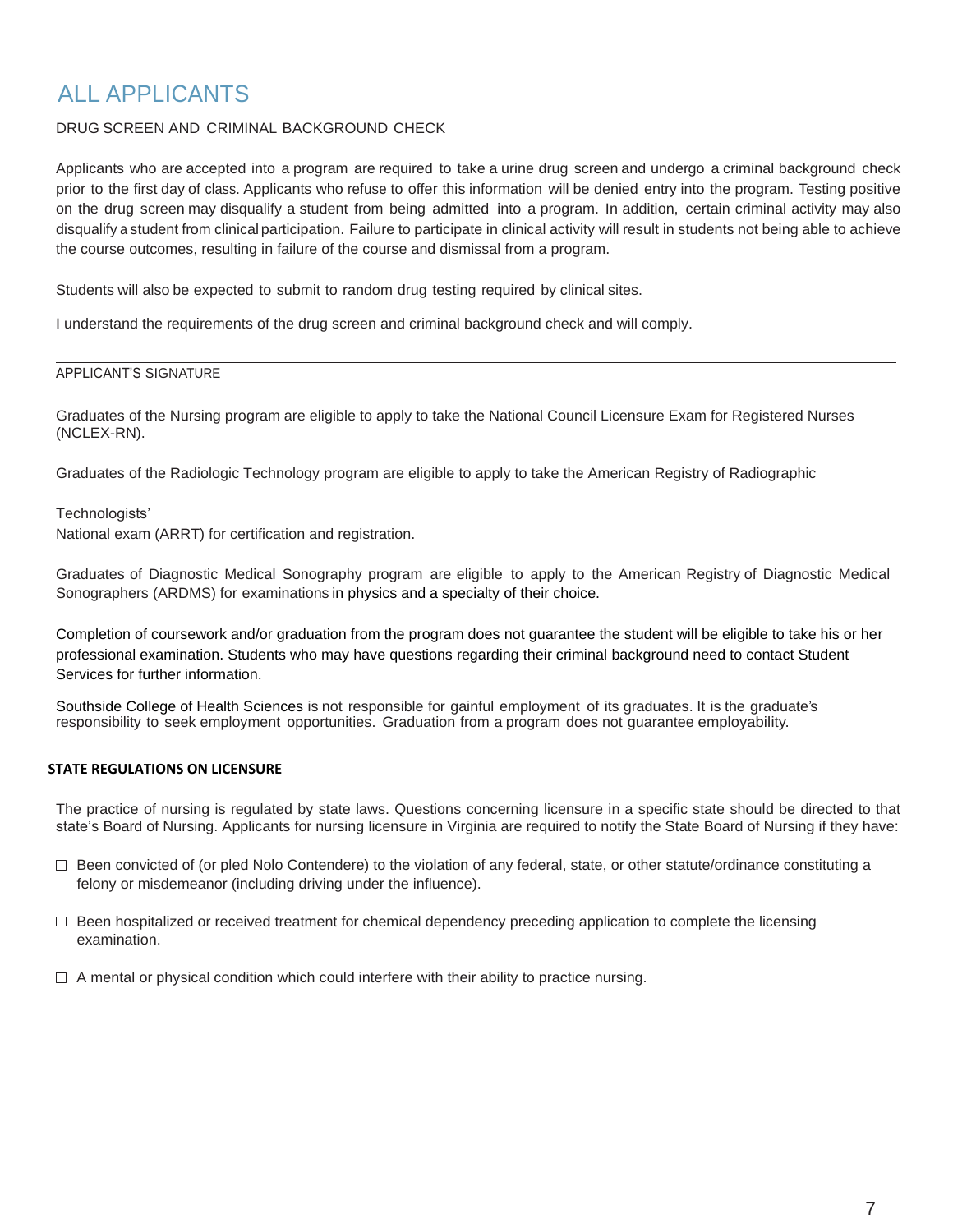# ALL APPLICANTS

DRUG SCREEN AND CRIMINAL BACKGROUND CHECK

Applicants who are accepted into a program are required to take a urine drug screen and undergo a criminal background check prior to the first day of class. Applicants who refuse to offer this information will be denied entry into the program. Testing positive on the drug screen may disqualify a student from being admitted into a program. In addition, certain criminal activity may also disqualify a student from clinical participation. Failure to participate in clinical activity will result in students not being able to achieve the course outcomes, resulting in failure of the course and dismissal from a program.

Students will also be expected to submit to random drug testing required by clinical sites.

I understand the requirements of the drug screen and criminal background check and will comply.

---

APPLICANT'S SIGNATURE

Graduates of the Nursing program are eligible to apply to take the National Council Licensure Exam for Registered Nurses (NCLEX-RN).

Graduates of the Radiologic Technology program are eligible to apply to take the American Registry of Radiographic

Technologists'
National exam (ARRT) for certification and registration.

Graduates of Diagnostic Medical Sonography program are eligible to apply to the American Registry of Diagnostic Medical Sonographers (ARDMS) for examinations in physics and a specialty of their choice.

Completion of coursework and/or graduation from the program does not guarantee the student will be eligible to take his or her professional examination. Students who may have questions regarding their criminal background need to contact Student Services for further information.

Southside College of Health Sciences is not responsible for gainful employment of its graduates. It is the graduate's responsibility to seek employment opportunities. Graduation from a program does not guarantee employability.

**STATE REGULATIONS ON LICENSURE**

The practice of nursing is regulated by state laws. Questions concerning licensure in a specific state should be directed to that state's Board of Nursing. Applicants for nursing licensure in Virginia are required to notify the State Board of Nursing if they have:

- ☐ Been convicted of (or pled Nolo Contendere) to the violation of any federal, state, or other statute/ordinance constituting a felony or misdemeanor (including driving under the influence).
- ☐ Been hospitalized or received treatment for chemical dependency preceding application to complete the licensing examination.
- ☐ A mental or physical condition which could interfere with their ability to practice nursing.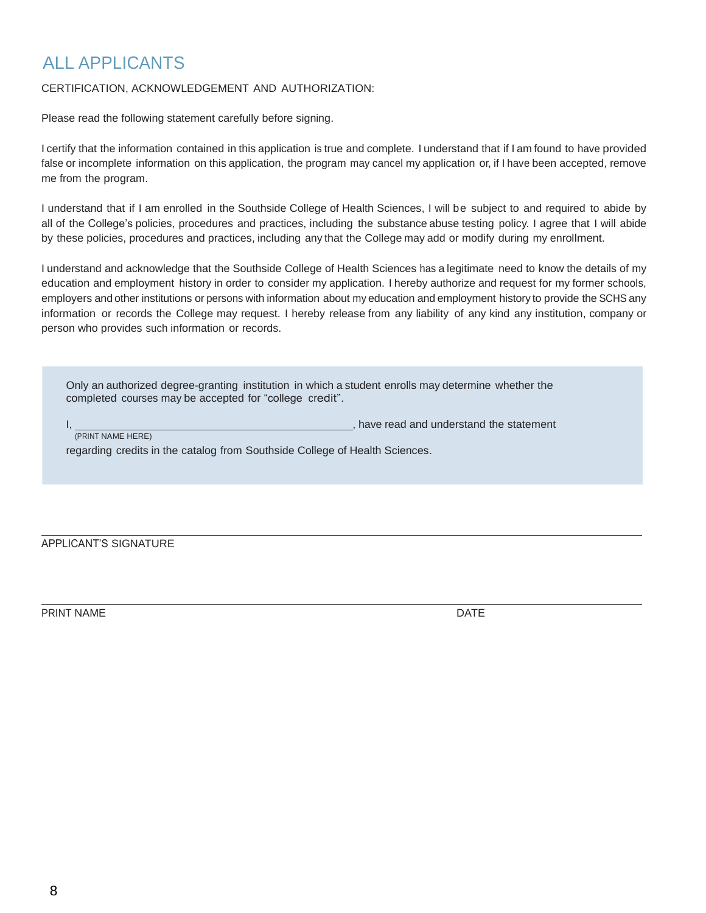# ALL APPLICANTS

CERTIFICATION, ACKNOWLEDGEMENT AND AUTHORIZATION:

Please read the following statement carefully before signing.

I certify that the information contained in this application is true and complete. I understand that if I am found to have provided false or incomplete information on this application, the program may cancel my application or, if I have been accepted, remove me from the program.

I understand that if I am enrolled in the Southside College of Health Sciences, I will be subject to and required to abide by all of the College's policies, procedures and practices, including the substance abuse testing policy. I agree that I will abide by these policies, procedures and practices, including any that the College may add or modify during my enrollment.

I understand and acknowledge that the Southside College of Health Sciences has a legitimate need to know the details of my education and employment history in order to consider my application. I hereby authorize and request for my former schools, employers and other institutions or persons with information about my education and employment history to provide the SCHS any information or records the College may request. I hereby release from any liability of any kind any institution, company or person who provides such information or records.

> Only an authorized degree-granting institution in which a student enrolls may determine whether the completed courses may be accepted for "college credit".
>
> I, ______________________________________________, have read and understand the statement
> (PRINT NAME HERE)
>
> regarding credits in the catalog from Southside College of Health Sciences.

______________________________________________________________________

APPLICANT'S SIGNATURE

______________________________________________________________________

PRINT NAME DATE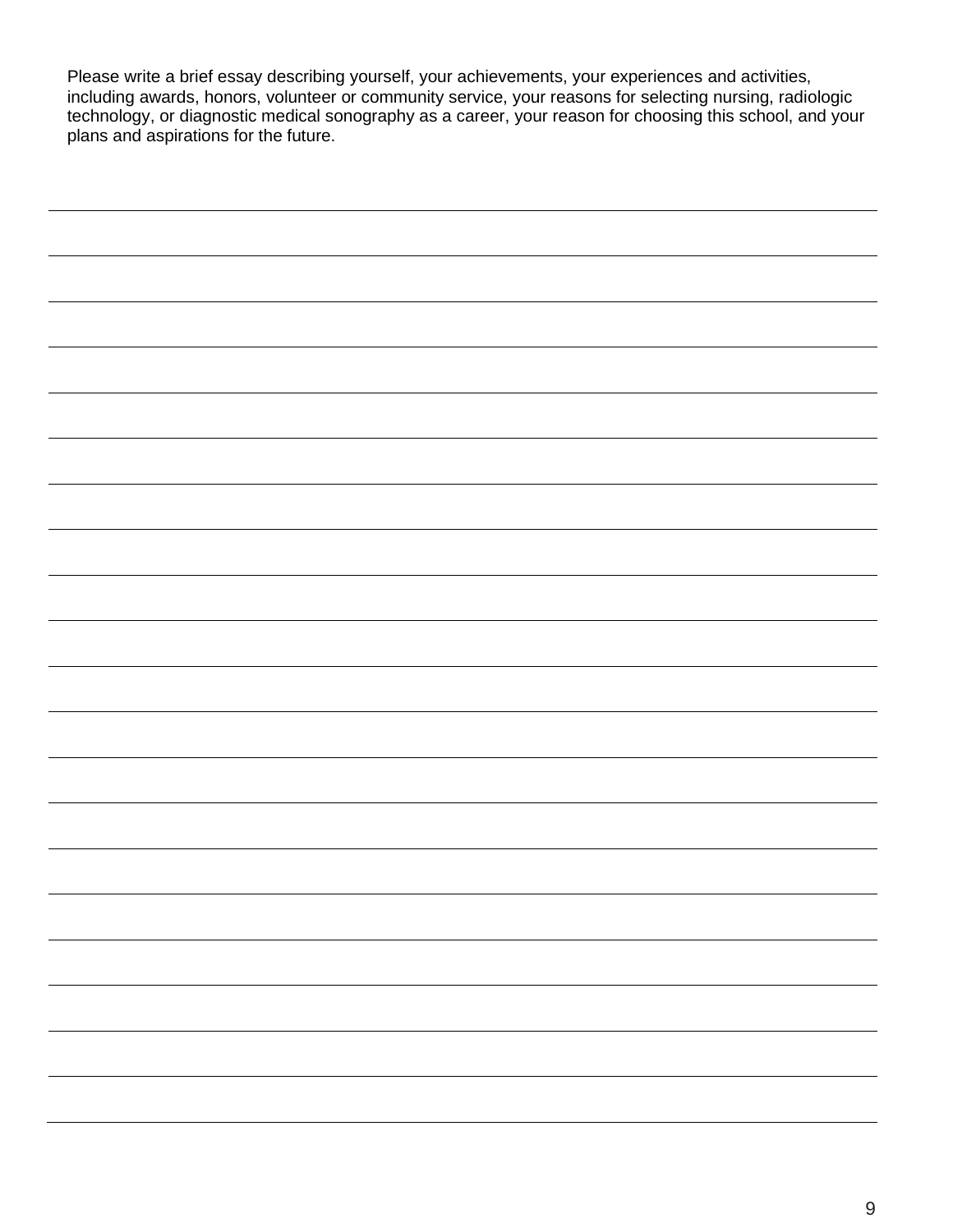Please write a brief essay describing yourself, your achievements, your experiences and activities, including awards, honors, volunteer or community service, your reasons for selecting nursing, radiologic technology, or diagnostic medical sonography as a career, your reason for choosing this school, and your plans and aspirations for the future.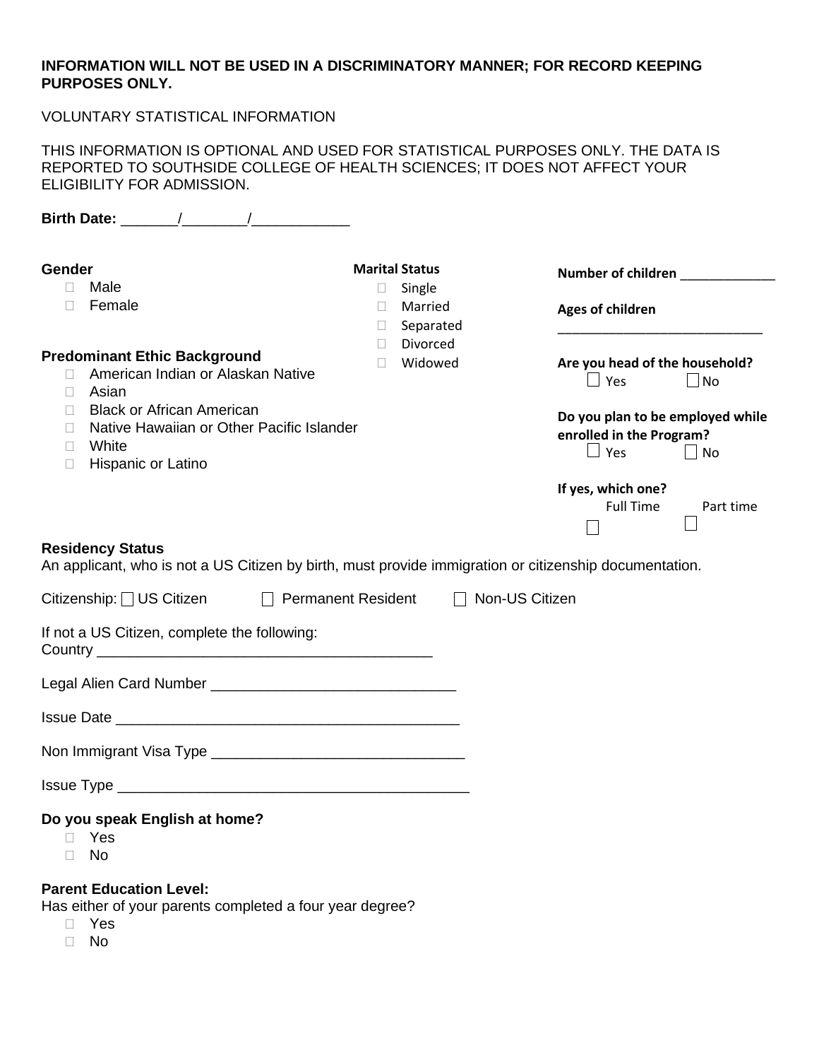**INFORMATION WILL NOT BE USED IN A DISCRIMINATORY MANNER; FOR RECORD KEEPING PURPOSES ONLY.**

VOLUNTARY STATISTICAL INFORMATION

THIS INFORMATION IS OPTIONAL AND USED FOR STATISTICAL PURPOSES ONLY. THE DATA IS REPORTED TO SOUTHSIDE COLLEGE OF HEALTH SCIENCES; IT DOES NOT AFFECT YOUR ELIGIBILITY FOR ADMISSION.

**Birth Date:** _______/________/____________

**Gender**

- ☐ Male
- ☐ Female

**Predominant Ethic Background**

- ☐ American Indian or Alaskan Native
- ☐ Asian
- ☐ Black or African American
- ☐ Native Hawaiian or Other Pacific Islander
- ☐ White
- ☐ Hispanic or Latino

**Marital Status**

- ☐ Single
- ☐ Married
- ☐ Separated
- ☐ Divorced
- ☐ Widowed

**Number of children** _____________

**Ages of children**

____________________________

**Are you head of the household?**

☐ Yes ☐ No

**Do you plan to be employed while enrolled in the Program?**

☐ Yes ☐ No

**If yes, which one?**

Full Time ☐ Part time ☐

**Residency Status**

An applicant, who is not a US Citizen by birth, must provide immigration or citizenship documentation.

Citizenship: ☐ US Citizen ☐ Permanent Resident ☐ Non-US Citizen

If not a US Citizen, complete the following:

Country _________________________________________

Legal Alien Card Number ______________________________

Issue Date __________________________________________

Non Immigrant Visa Type _______________________________

Issue Type ___________________________________________

**Do you speak English at home?**

- ☐ Yes
- ☐ No

**Parent Education Level:**

Has either of your parents completed a four year degree?

- ☐ Yes
- ☐ No